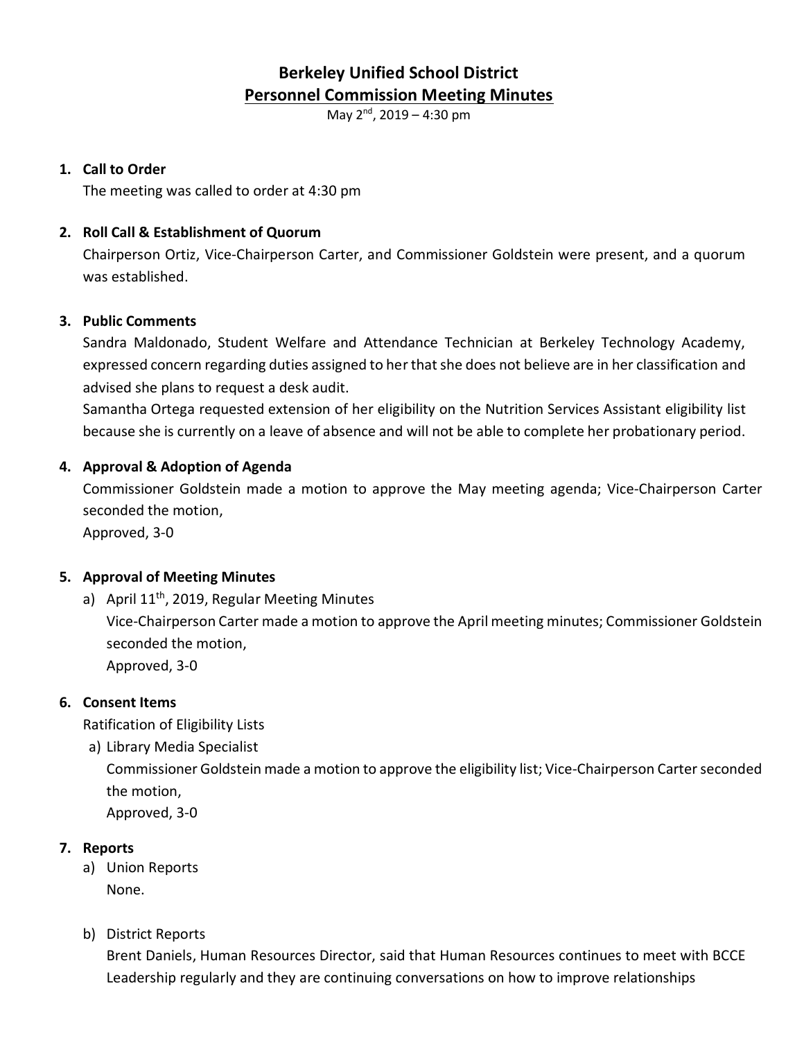# Berkeley Unified School District

## Personnel Commission Meeting Minutes

May 2nd, 2019 – 4:30 pm

1. **Call to Order**

   The meeting was called to order at 4:30 pm

2. **Roll Call & Establishment of Quorum**

   Chairperson Ortiz, Vice-Chairperson Carter, and Commissioner Goldstein were present, and a quorum was established.

3. **Public Comments**

   Sandra Maldonado, Student Welfare and Attendance Technician at Berkeley Technology Academy, expressed concern regarding duties assigned to her that she does not believe are in her classification and advised she plans to request a desk audit.

   Samantha Ortega requested extension of her eligibility on the Nutrition Services Assistant eligibility list because she is currently on a leave of absence and will not be able to complete her probationary period.

4. **Approval & Adoption of Agenda**

   Commissioner Goldstein made a motion to approve the May meeting agenda; Vice-Chairperson Carter seconded the motion,

   Approved, 3-0

5. **Approval of Meeting Minutes**

   a) April 11th, 2019, Regular Meeting Minutes

      Vice-Chairperson Carter made a motion to approve the April meeting minutes; Commissioner Goldstein seconded the motion,

      Approved, 3-0

6. **Consent Items**

   Ratification of Eligibility Lists

   a) Library Media Specialist

      Commissioner Goldstein made a motion to approve the eligibility list; Vice-Chairperson Carter seconded the motion,

      Approved, 3-0

7. **Reports**

   a) Union Reports

      None.

   b) District Reports

      Brent Daniels, Human Resources Director, said that Human Resources continues to meet with BCCE Leadership regularly and they are continuing conversations on how to improve relationships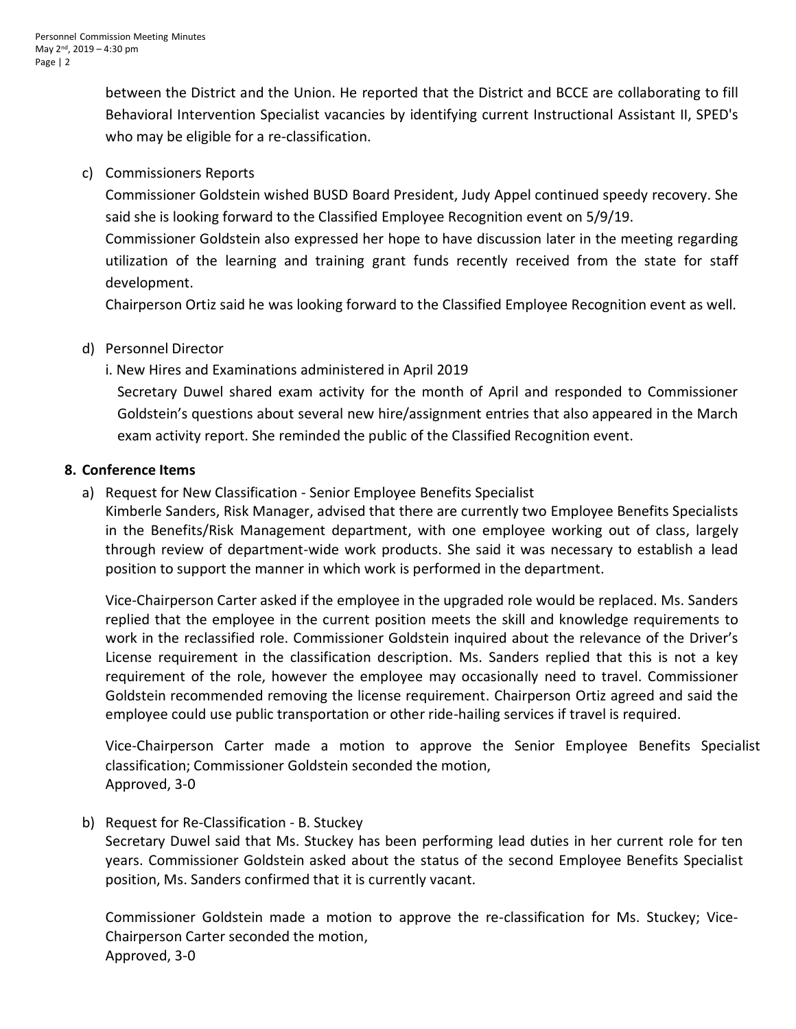between the District and the Union. He reported that the District and BCCE are collaborating to fill Behavioral Intervention Specialist vacancies by identifying current Instructional Assistant II, SPED's who may be eligible for a re-classification.

c) Commissioners Reports

Commissioner Goldstein wished BUSD Board President, Judy Appel continued speedy recovery. She said she is looking forward to the Classified Employee Recognition event on 5/9/19.

Commissioner Goldstein also expressed her hope to have discussion later in the meeting regarding utilization of the learning and training grant funds recently received from the state for staff development.

Chairperson Ortiz said he was looking forward to the Classified Employee Recognition event as well.

d) Personnel Director

i. New Hires and Examinations administered in April 2019

Secretary Duwel shared exam activity for the month of April and responded to Commissioner Goldstein's questions about several new hire/assignment entries that also appeared in the March exam activity report. She reminded the public of the Classified Recognition event.

## 8. Conference Items

a) Request for New Classification - Senior Employee Benefits Specialist

Kimberle Sanders, Risk Manager, advised that there are currently two Employee Benefits Specialists in the Benefits/Risk Management department, with one employee working out of class, largely through review of department-wide work products. She said it was necessary to establish a lead position to support the manner in which work is performed in the department.

Vice-Chairperson Carter asked if the employee in the upgraded role would be replaced. Ms. Sanders replied that the employee in the current position meets the skill and knowledge requirements to work in the reclassified role. Commissioner Goldstein inquired about the relevance of the Driver's License requirement in the classification description. Ms. Sanders replied that this is not a key requirement of the role, however the employee may occasionally need to travel. Commissioner Goldstein recommended removing the license requirement. Chairperson Ortiz agreed and said the employee could use public transportation or other ride-hailing services if travel is required.

Vice-Chairperson Carter made a motion to approve the Senior Employee Benefits Specialist classification; Commissioner Goldstein seconded the motion,
Approved, 3-0

b) Request for Re-Classification - B. Stuckey

Secretary Duwel said that Ms. Stuckey has been performing lead duties in her current role for ten years. Commissioner Goldstein asked about the status of the second Employee Benefits Specialist position, Ms. Sanders confirmed that it is currently vacant.

Commissioner Goldstein made a motion to approve the re-classification for Ms. Stuckey; Vice-Chairperson Carter seconded the motion,
Approved, 3-0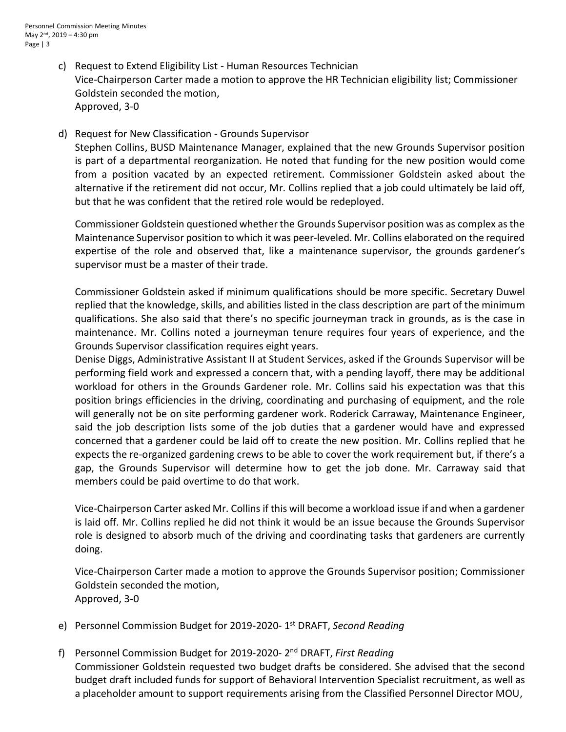c) Request to Extend Eligibility List - Human Resources Technician
Vice-Chairperson Carter made a motion to approve the HR Technician eligibility list; Commissioner Goldstein seconded the motion,
Approved, 3-0

d) Request for New Classification - Grounds Supervisor
Stephen Collins, BUSD Maintenance Manager, explained that the new Grounds Supervisor position is part of a departmental reorganization. He noted that funding for the new position would come from a position vacated by an expected retirement. Commissioner Goldstein asked about the alternative if the retirement did not occur, Mr. Collins replied that a job could ultimately be laid off, but that he was confident that the retired role would be redeployed.

Commissioner Goldstein questioned whether the Grounds Supervisor position was as complex as the Maintenance Supervisor position to which it was peer-leveled. Mr. Collins elaborated on the required expertise of the role and observed that, like a maintenance supervisor, the grounds gardener's supervisor must be a master of their trade.

Commissioner Goldstein asked if minimum qualifications should be more specific. Secretary Duwel replied that the knowledge, skills, and abilities listed in the class description are part of the minimum qualifications. She also said that there's no specific journeyman track in grounds, as is the case in maintenance. Mr. Collins noted a journeyman tenure requires four years of experience, and the Grounds Supervisor classification requires eight years.
Denise Diggs, Administrative Assistant II at Student Services, asked if the Grounds Supervisor will be performing field work and expressed a concern that, with a pending layoff, there may be additional workload for others in the Grounds Gardener role. Mr. Collins said his expectation was that this position brings efficiencies in the driving, coordinating and purchasing of equipment, and the role will generally not be on site performing gardener work. Roderick Carraway, Maintenance Engineer, said the job description lists some of the job duties that a gardener would have and expressed concerned that a gardener could be laid off to create the new position. Mr. Collins replied that he expects the re-organized gardening crews to be able to cover the work requirement but, if there's a gap, the Grounds Supervisor will determine how to get the job done. Mr. Carraway said that members could be paid overtime to do that work.

Vice-Chairperson Carter asked Mr. Collins if this will become a workload issue if and when a gardener is laid off. Mr. Collins replied he did not think it would be an issue because the Grounds Supervisor role is designed to absorb much of the driving and coordinating tasks that gardeners are currently doing.

Vice-Chairperson Carter made a motion to approve the Grounds Supervisor position; Commissioner Goldstein seconded the motion,
Approved, 3-0

e) Personnel Commission Budget for 2019-2020- 1st DRAFT, *Second Reading*

f) Personnel Commission Budget for 2019-2020- 2nd DRAFT, *First Reading*
Commissioner Goldstein requested two budget drafts be considered. She advised that the second budget draft included funds for support of Behavioral Intervention Specialist recruitment, as well as a placeholder amount to support requirements arising from the Classified Personnel Director MOU,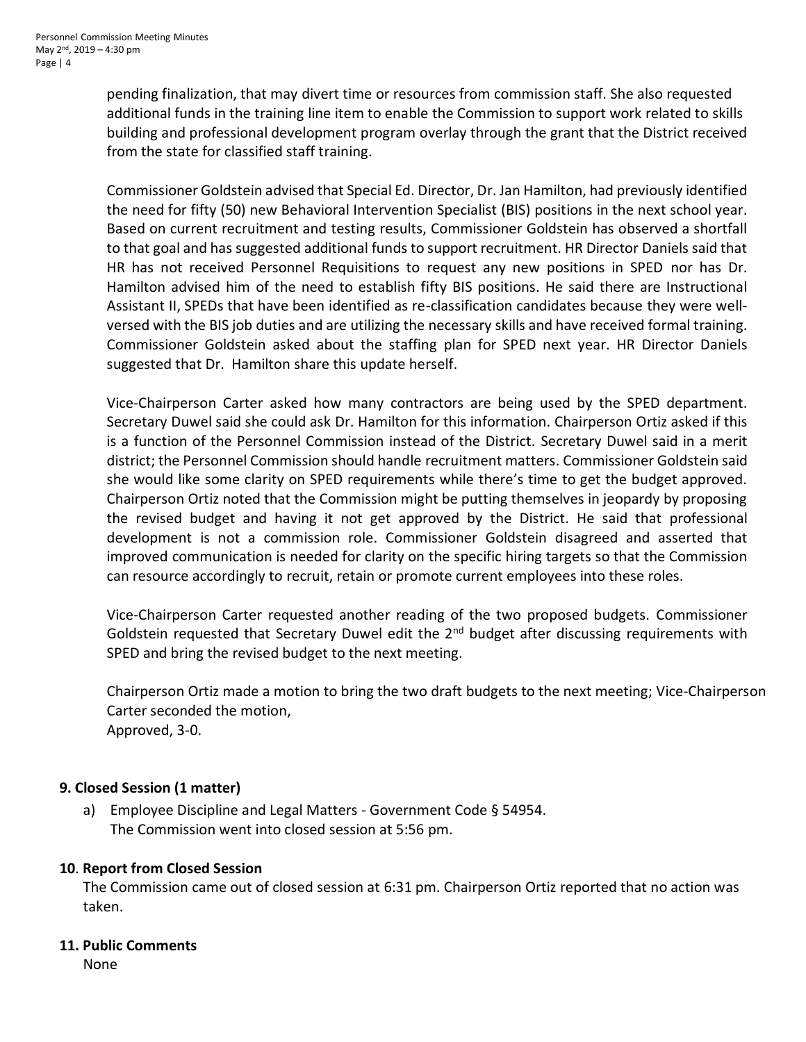pending finalization, that may divert time or resources from commission staff. She also requested additional funds in the training line item to enable the Commission to support work related to skills building and professional development program overlay through the grant that the District received from the state for classified staff training.

Commissioner Goldstein advised that Special Ed. Director, Dr. Jan Hamilton, had previously identified the need for fifty (50) new Behavioral Intervention Specialist (BIS) positions in the next school year. Based on current recruitment and testing results, Commissioner Goldstein has observed a shortfall to that goal and has suggested additional funds to support recruitment. HR Director Daniels said that HR has not received Personnel Requisitions to request any new positions in SPED nor has Dr. Hamilton advised him of the need to establish fifty BIS positions. He said there are Instructional Assistant II, SPEDs that have been identified as re-classification candidates because they were well-versed with the BIS job duties and are utilizing the necessary skills and have received formal training. Commissioner Goldstein asked about the staffing plan for SPED next year. HR Director Daniels suggested that Dr. Hamilton share this update herself.

Vice-Chairperson Carter asked how many contractors are being used by the SPED department. Secretary Duwel said she could ask Dr. Hamilton for this information. Chairperson Ortiz asked if this is a function of the Personnel Commission instead of the District. Secretary Duwel said in a merit district; the Personnel Commission should handle recruitment matters. Commissioner Goldstein said she would like some clarity on SPED requirements while there's time to get the budget approved. Chairperson Ortiz noted that the Commission might be putting themselves in jeopardy by proposing the revised budget and having it not get approved by the District. He said that professional development is not a commission role. Commissioner Goldstein disagreed and asserted that improved communication is needed for clarity on the specific hiring targets so that the Commission can resource accordingly to recruit, retain or promote current employees into these roles.

Vice-Chairperson Carter requested another reading of the two proposed budgets. Commissioner Goldstein requested that Secretary Duwel edit the 2nd budget after discussing requirements with SPED and bring the revised budget to the next meeting.

Chairperson Ortiz made a motion to bring the two draft budgets to the next meeting; Vice-Chairperson Carter seconded the motion,
Approved, 3-0.

**9. Closed Session (1 matter)**

a) Employee Discipline and Legal Matters - Government Code § 54954.
The Commission went into closed session at 5:56 pm.

**10. Report from Closed Session**

The Commission came out of closed session at 6:31 pm. Chairperson Ortiz reported that no action was taken.

**11. Public Comments**

None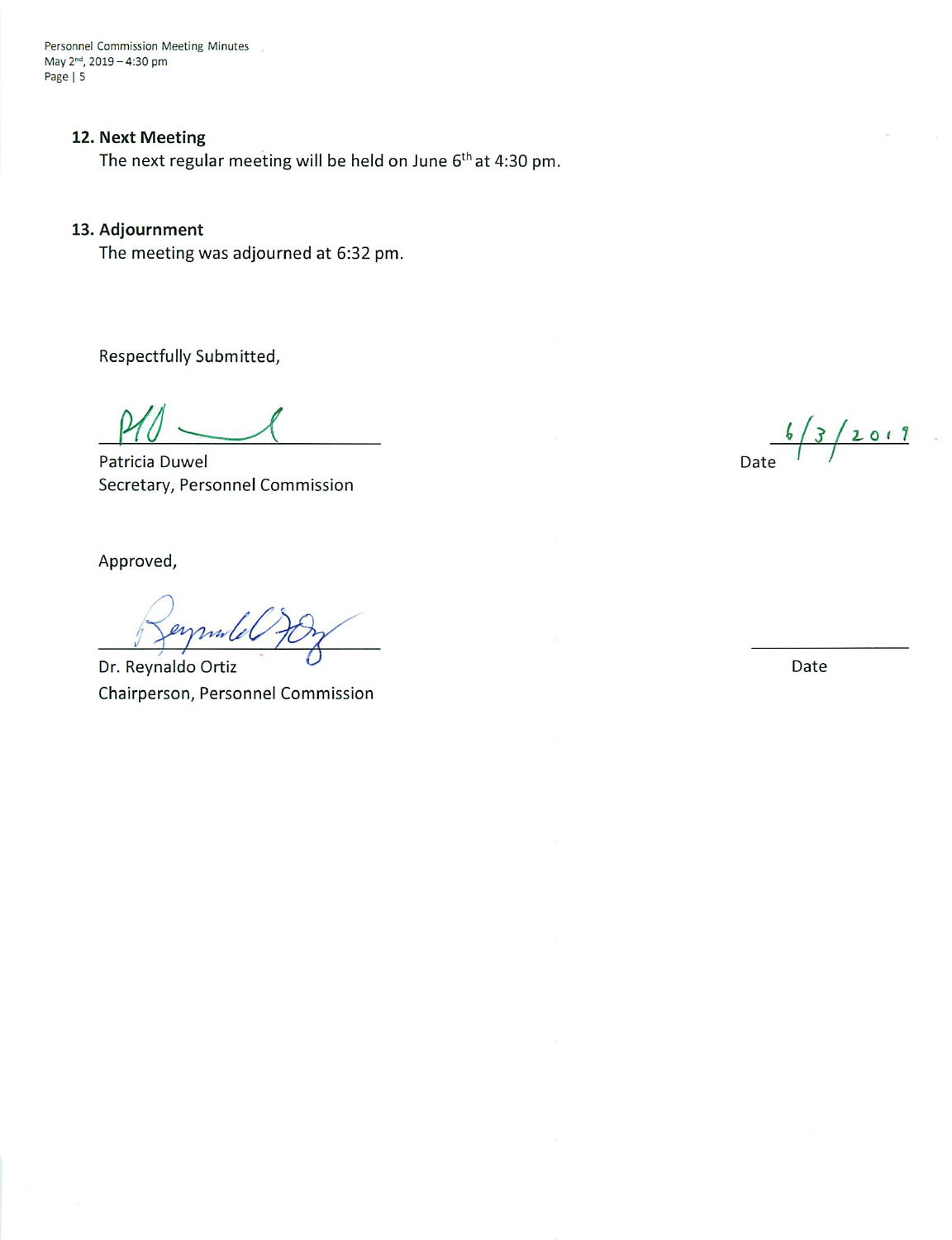## 12. Next Meeting

The next regular meeting will be held on June 6th at 4:30 pm.

## 13. Adjournment

The meeting was adjourned at 6:32 pm.

Respectfully Submitted,

Patricia Duwel
Secretary, Personnel Commission

Date 6/3/2019

Approved,

Dr. Reynaldo Ortiz
Chairperson, Personnel Commission

Date